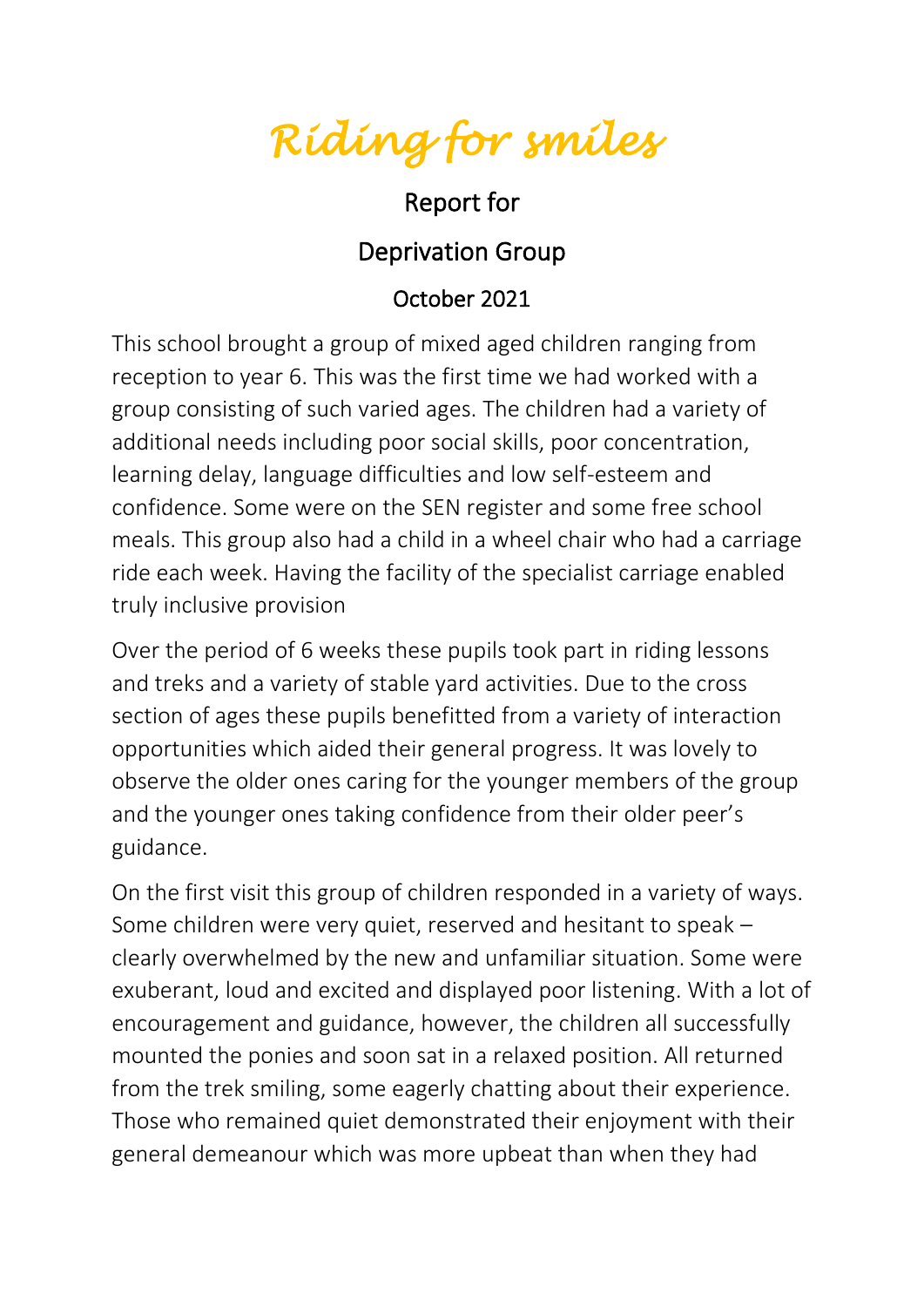# *Riding for smiles*

## Report for

## Deprivation Group

### October 2021

This school brought a group of mixed aged children ranging from reception to year 6. This was the first time we had worked with a group consisting of such varied ages. The children had a variety of additional needs including poor social skills, poor concentration, learning delay, language difficulties and low self-esteem and confidence. Some were on the SEN register and some free school meals. This group also had a child in a wheel chair who had a carriage ride each week. Having the facility of the specialist carriage enabled truly inclusive provision

Over the period of 6 weeks these pupils took part in riding lessons and treks and a variety of stable yard activities. Due to the cross section of ages these pupils benefitted from a variety of interaction opportunities which aided their general progress. It was lovely to observe the older ones caring for the younger members of the group and the younger ones taking confidence from their older peer's guidance.

On the first visit this group of children responded in a variety of ways. Some children were very quiet, reserved and hesitant to speak – clearly overwhelmed by the new and unfamiliar situation. Some were exuberant, loud and excited and displayed poor listening. With a lot of encouragement and guidance, however, the children all successfully mounted the ponies and soon sat in a relaxed position. All returned from the trek smiling, some eagerly chatting about their experience. Those who remained quiet demonstrated their enjoyment with their general demeanour which was more upbeat than when they had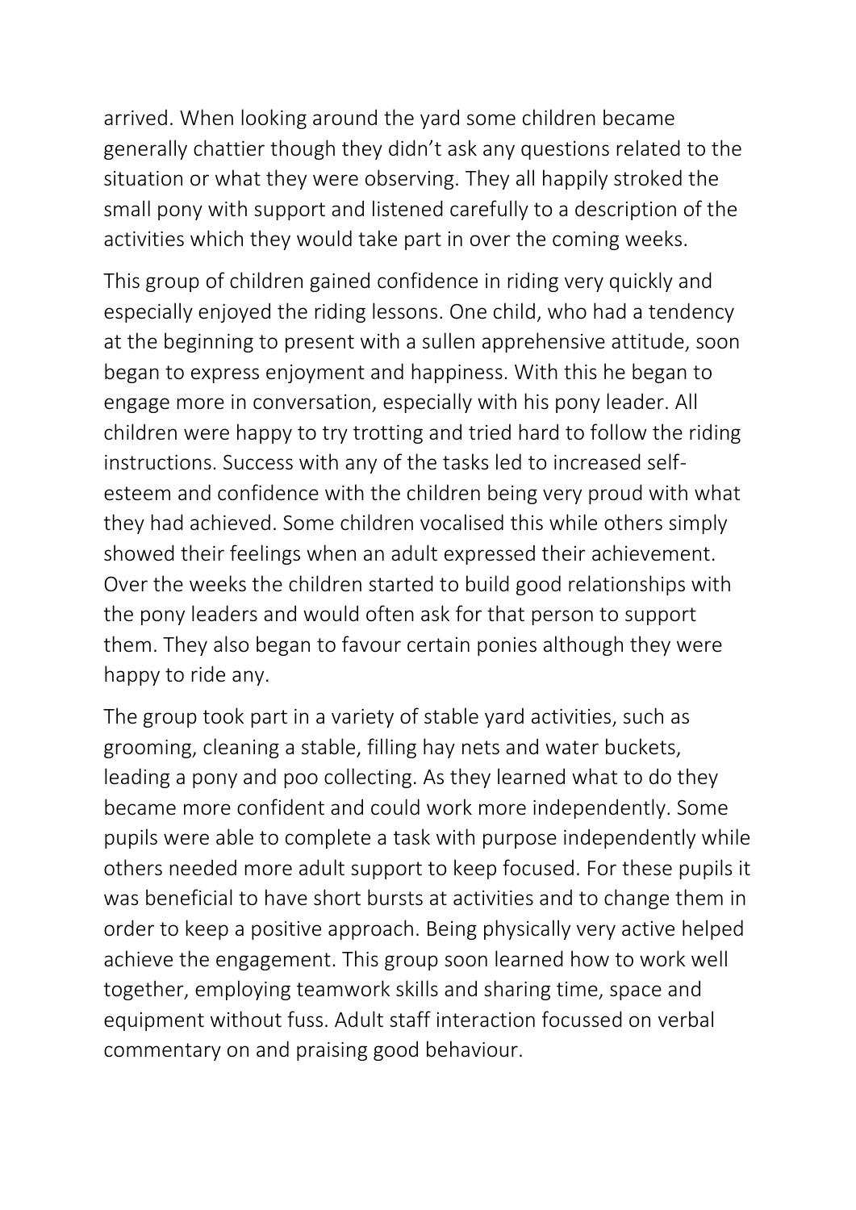arrived. When looking around the yard some children became generally chattier though they didn't ask any questions related to the situation or what they were observing. They all happily stroked the small pony with support and listened carefully to a description of the activities which they would take part in over the coming weeks.

This group of children gained confidence in riding very quickly and especially enjoyed the riding lessons. One child, who had a tendency at the beginning to present with a sullen apprehensive attitude, soon began to express enjoyment and happiness. With this he began to engage more in conversation, especially with his pony leader. All children were happy to try trotting and tried hard to follow the riding instructions. Success with any of the tasks led to increased self-esteem and confidence with the children being very proud with what they had achieved. Some children vocalised this while others simply showed their feelings when an adult expressed their achievement. Over the weeks the children started to build good relationships with the pony leaders and would often ask for that person to support them. They also began to favour certain ponies although they were happy to ride any.

The group took part in a variety of stable yard activities, such as grooming, cleaning a stable, filling hay nets and water buckets, leading a pony and poo collecting. As they learned what to do they became more confident and could work more independently. Some pupils were able to complete a task with purpose independently while others needed more adult support to keep focused. For these pupils it was beneficial to have short bursts at activities and to change them in order to keep a positive approach. Being physically very active helped achieve the engagement. This group soon learned how to work well together, employing teamwork skills and sharing time, space and equipment without fuss. Adult staff interaction focussed on verbal commentary on and praising good behaviour.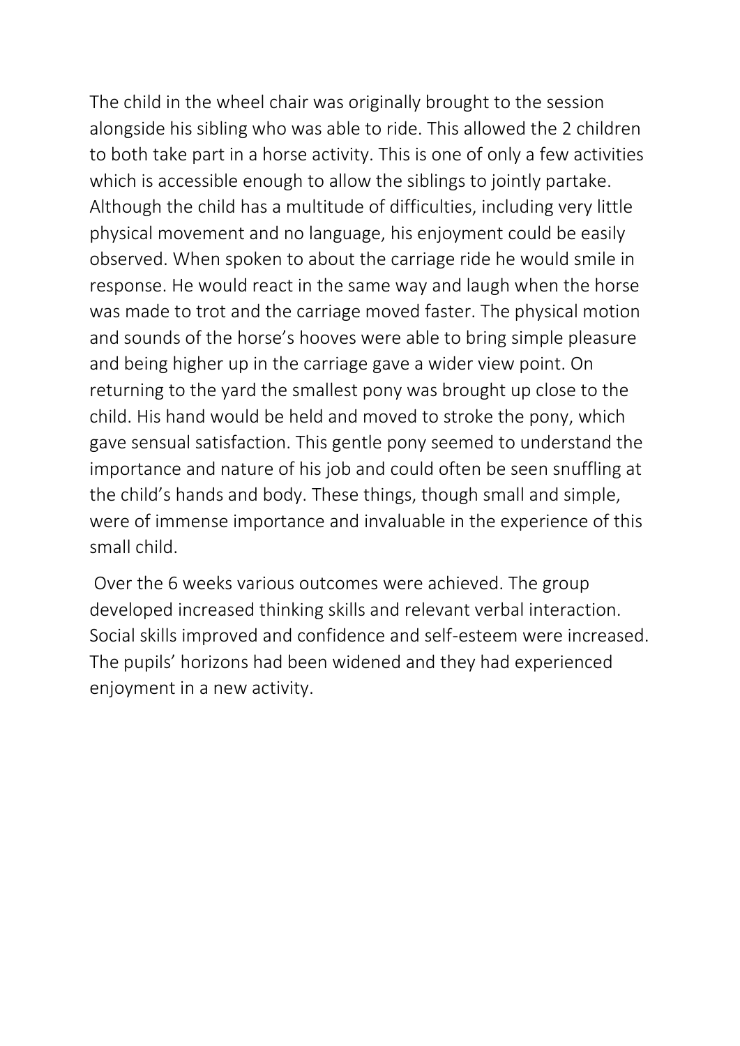The child in the wheel chair was originally brought to the session alongside his sibling who was able to ride. This allowed the 2 children to both take part in a horse activity. This is one of only a few activities which is accessible enough to allow the siblings to jointly partake. Although the child has a multitude of difficulties, including very little physical movement and no language, his enjoyment could be easily observed. When spoken to about the carriage ride he would smile in response. He would react in the same way and laugh when the horse was made to trot and the carriage moved faster. The physical motion and sounds of the horse's hooves were able to bring simple pleasure and being higher up in the carriage gave a wider view point. On returning to the yard the smallest pony was brought up close to the child. His hand would be held and moved to stroke the pony, which gave sensual satisfaction. This gentle pony seemed to understand the importance and nature of his job and could often be seen snuffling at the child's hands and body. These things, though small and simple, were of immense importance and invaluable in the experience of this small child.

Over the 6 weeks various outcomes were achieved. The group developed increased thinking skills and relevant verbal interaction. Social skills improved and confidence and self-esteem were increased. The pupils' horizons had been widened and they had experienced enjoyment in a new activity.